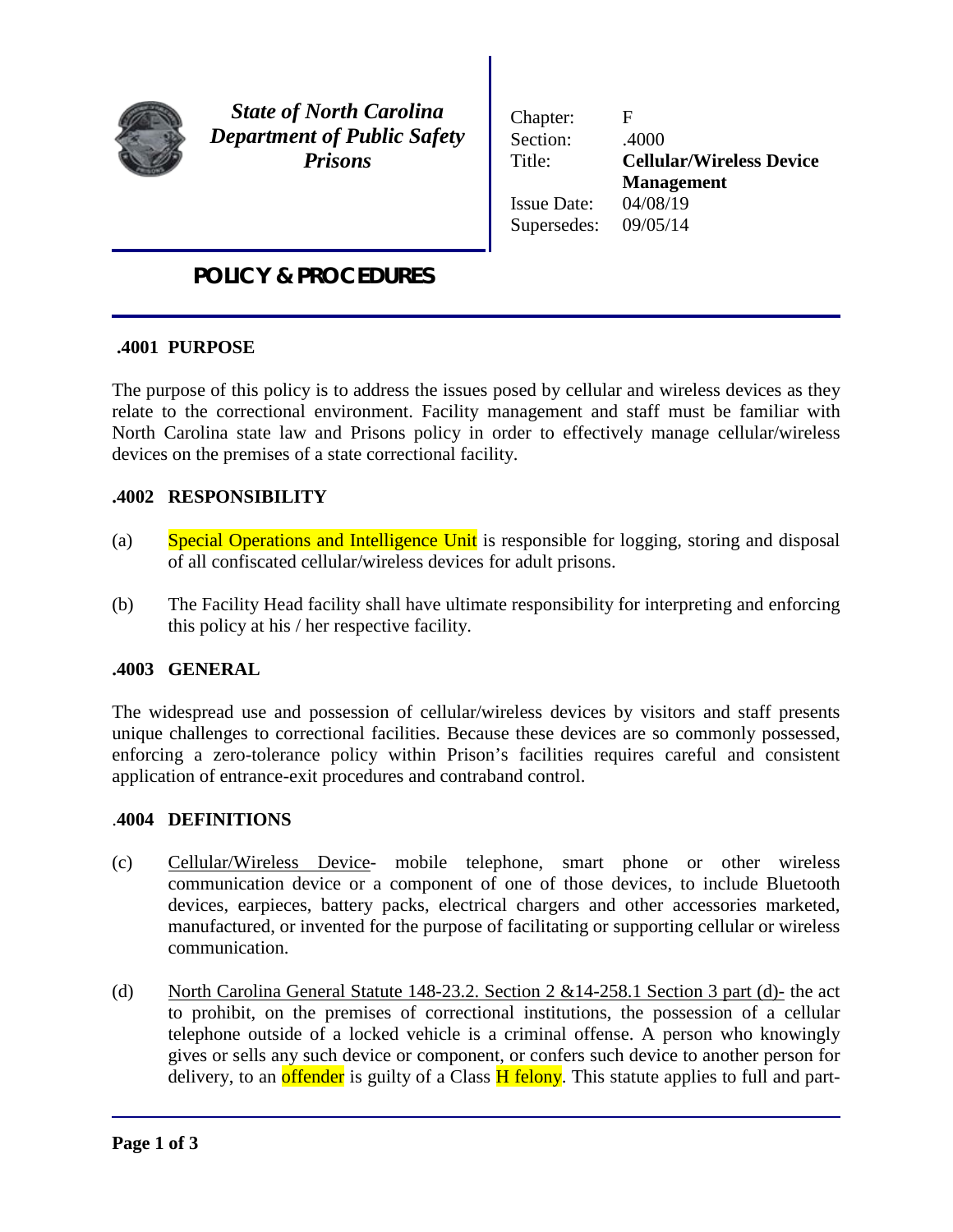*State of North Carolina*
*Department of Public Safety*
*Prisons*

| | |
|---|---|
| Chapter: | F |
| Section: | .4000 |
| Title: | **Cellular/Wireless Device Management** |
| Issue Date: | 04/08/19 |
| Supersedes: | 09/05/14 |

## POLICY & PROCEDURES

### .4001 PURPOSE

The purpose of this policy is to address the issues posed by cellular and wireless devices as they relate to the correctional environment. Facility management and staff must be familiar with North Carolina state law and Prisons policy in order to effectively manage cellular/wireless devices on the premises of a state correctional facility.

### .4002 RESPONSIBILITY

(a) Special Operations and Intelligence Unit is responsible for logging, storing and disposal of all confiscated cellular/wireless devices for adult prisons.

(b) The Facility Head facility shall have ultimate responsibility for interpreting and enforcing this policy at his / her respective facility.

### .4003 GENERAL

The widespread use and possession of cellular/wireless devices by visitors and staff presents unique challenges to correctional facilities. Because these devices are so commonly possessed, enforcing a zero-tolerance policy within Prison's facilities requires careful and consistent application of entrance-exit procedures and contraband control.

### .4004 DEFINITIONS

(c) Cellular/Wireless Device- mobile telephone, smart phone or other wireless communication device or a component of one of those devices, to include Bluetooth devices, earpieces, battery packs, electrical chargers and other accessories marketed, manufactured, or invented for the purpose of facilitating or supporting cellular or wireless communication.

(d) North Carolina General Statute 148-23.2. Section 2 &14-258.1 Section 3 part (d)- the act to prohibit, on the premises of correctional institutions, the possession of a cellular telephone outside of a locked vehicle is a criminal offense. A person who knowingly gives or sells any such device or component, or confers such device to another person for delivery, to an offender is guilty of a Class H felony. This statute applies to full and part-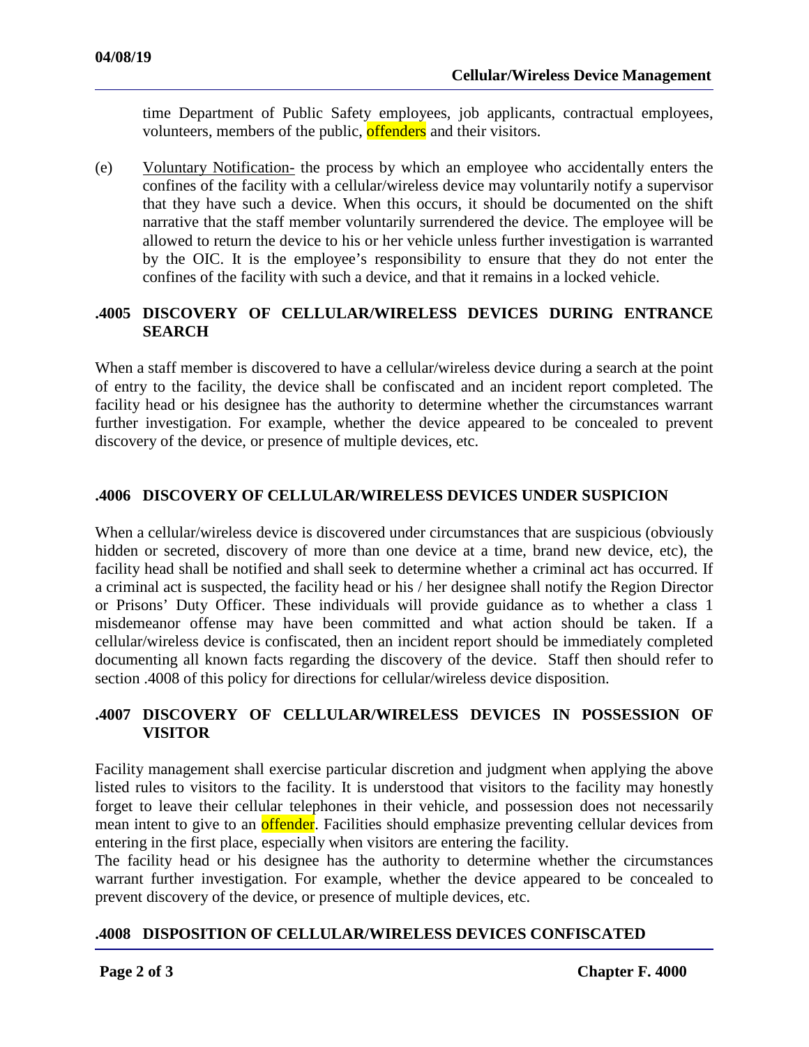time Department of Public Safety employees, job applicants, contractual employees, volunteers, members of the public, offenders and their visitors.

(e) Voluntary Notification- the process by which an employee who accidentally enters the confines of the facility with a cellular/wireless device may voluntarily notify a supervisor that they have such a device. When this occurs, it should be documented on the shift narrative that the staff member voluntarily surrendered the device. The employee will be allowed to return the device to his or her vehicle unless further investigation is warranted by the OIC. It is the employee's responsibility to ensure that they do not enter the confines of the facility with such a device, and that it remains in a locked vehicle.

## .4005 DISCOVERY OF CELLULAR/WIRELESS DEVICES DURING ENTRANCE SEARCH

When a staff member is discovered to have a cellular/wireless device during a search at the point of entry to the facility, the device shall be confiscated and an incident report completed. The facility head or his designee has the authority to determine whether the circumstances warrant further investigation. For example, whether the device appeared to be concealed to prevent discovery of the device, or presence of multiple devices, etc.

## .4006 DISCOVERY OF CELLULAR/WIRELESS DEVICES UNDER SUSPICION

When a cellular/wireless device is discovered under circumstances that are suspicious (obviously hidden or secreted, discovery of more than one device at a time, brand new device, etc), the facility head shall be notified and shall seek to determine whether a criminal act has occurred. If a criminal act is suspected, the facility head or his / her designee shall notify the Region Director or Prisons' Duty Officer. These individuals will provide guidance as to whether a class 1 misdemeanor offense may have been committed and what action should be taken. If a cellular/wireless device is confiscated, then an incident report should be immediately completed documenting all known facts regarding the discovery of the device. Staff then should refer to section .4008 of this policy for directions for cellular/wireless device disposition.

## .4007 DISCOVERY OF CELLULAR/WIRELESS DEVICES IN POSSESSION OF VISITOR

Facility management shall exercise particular discretion and judgment when applying the above listed rules to visitors to the facility. It is understood that visitors to the facility may honestly forget to leave their cellular telephones in their vehicle, and possession does not necessarily mean intent to give to an offender. Facilities should emphasize preventing cellular devices from entering in the first place, especially when visitors are entering the facility.

The facility head or his designee has the authority to determine whether the circumstances warrant further investigation. For example, whether the device appeared to be concealed to prevent discovery of the device, or presence of multiple devices, etc.

## .4008 DISPOSITION OF CELLULAR/WIRELESS DEVICES CONFISCATED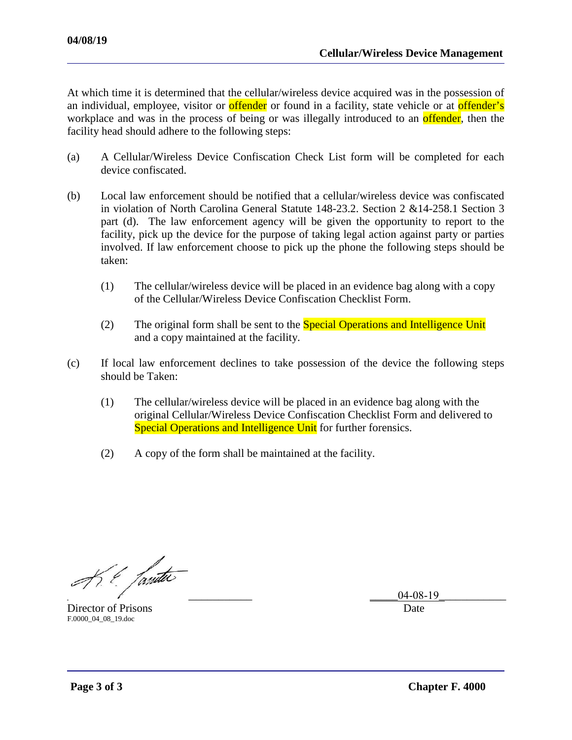At which time it is determined that the cellular/wireless device acquired was in the possession of an individual, employee, visitor or offender or found in a facility, state vehicle or at offender's workplace and was in the process of being or was illegally introduced to an offender, then the facility head should adhere to the following steps:

(a) A Cellular/Wireless Device Confiscation Check List form will be completed for each device confiscated.

(b) Local law enforcement should be notified that a cellular/wireless device was confiscated in violation of North Carolina General Statute 148-23.2. Section 2 &14-258.1 Section 3 part (d). The law enforcement agency will be given the opportunity to report to the facility, pick up the device for the purpose of taking legal action against party or parties involved. If law enforcement choose to pick up the phone the following steps should be taken:

   (1) The cellular/wireless device will be placed in an evidence bag along with a copy of the Cellular/Wireless Device Confiscation Checklist Form.

   (2) The original form shall be sent to the Special Operations and Intelligence Unit and a copy maintained at the facility.

(c) If local law enforcement declines to take possession of the device the following steps should be Taken:

   (1) The cellular/wireless device will be placed in an evidence bag along with the original Cellular/Wireless Device Confiscation Checklist Form and delivered to Special Operations and Intelligence Unit for further forensics.

   (2) A copy of the form shall be maintained at the facility.

Director of Prisons — Date: 04-08-19

F.0000_04_08_19.doc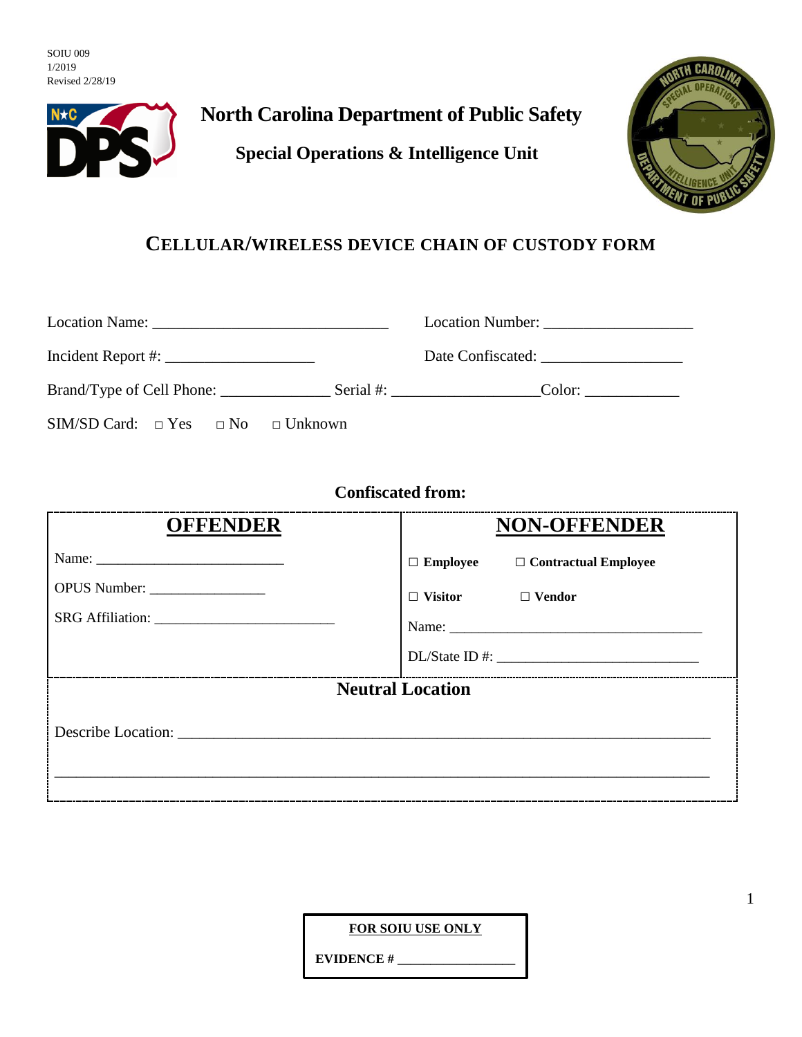SOIU 009
1/2019
Revised 2/28/19

# North Carolina Department of Public Safety

## Special Operations & Intelligence Unit

## CELLULAR/WIRELESS DEVICE CHAIN OF CUSTODY FORM

Location Name: ______________________________ Location Number: ___________________

Incident Report #: ___________________ Date Confiscated: __________________

Brand/Type of Cell Phone: ______________ Serial #: __________________Color: ____________

SIM/SD Card: □ Yes □ No □ Unknown

**Confiscated from:**

| **OFFENDER** | **NON-OFFENDER** |
|---|---|
| Name: ________________________ | ☐ **Employee** ☐ **Contractual Employee** |
| OPUS Number: _______________ | ☐ **Visitor** ☐ **Vendor** |
| SRG Affiliation: _______________________ | Name: __________________________________ |
| | DL/State ID #: __________________________ |

| **Neutral Location** |
|---|
| Describe Location: ____________________________________________________________________ |
| ____________________________________________________________________________________ |

**FOR SOIU USE ONLY**

**EVIDENCE # ________________**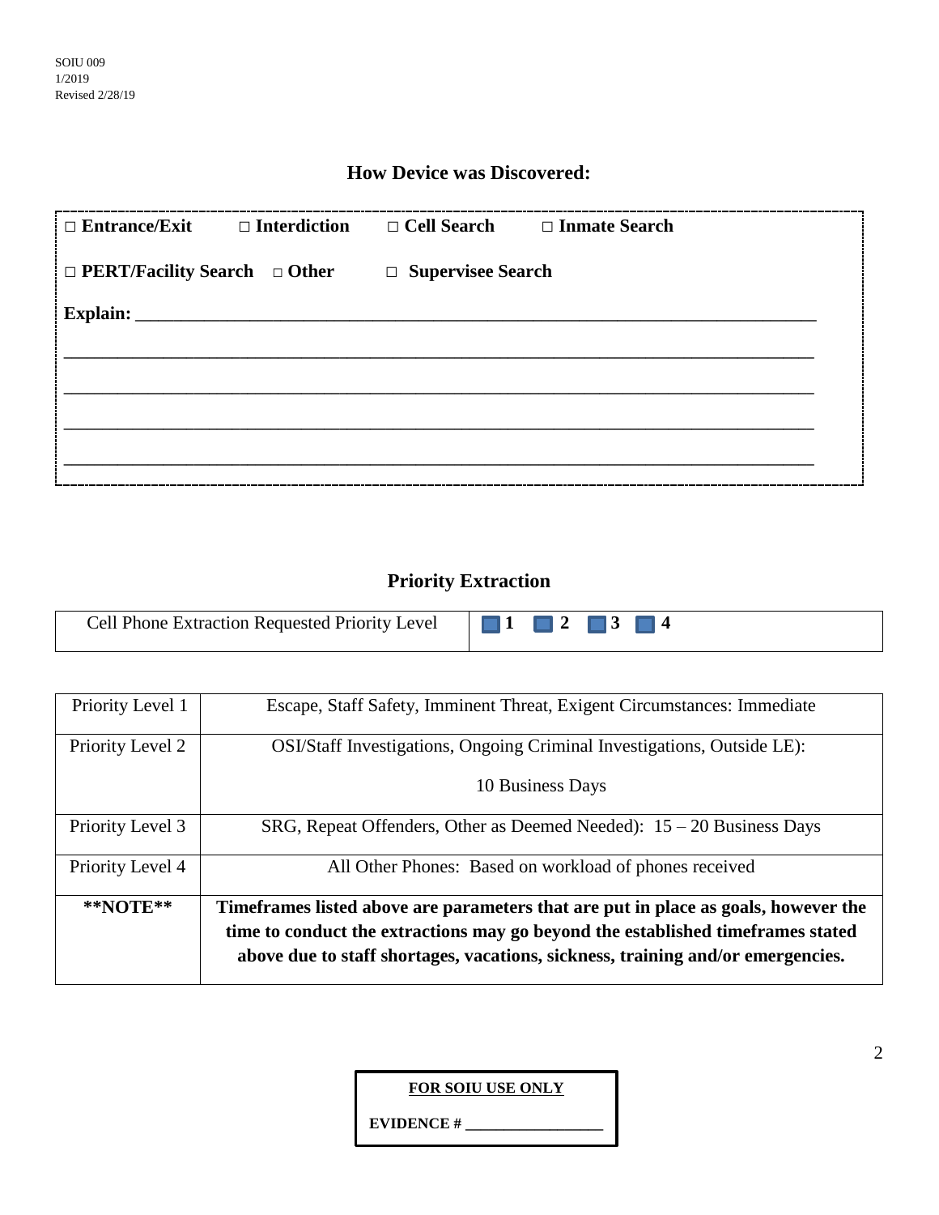SOIU 009
1/2019
Revised 2/28/19

## How Device was Discovered:

□ **Entrance/Exit** □ **Interdiction** □ **Cell Search** □ **Inmate Search**

□ **PERT/Facility Search** □ **Other** □ **Supervisee Search**

**Explain:** ______________________________________________________________________________

______________________________________________________________________________

______________________________________________________________________________

______________________________________________________________________________

______________________________________________________________________________

## Priority Extraction

| Cell Phone Extraction Requested Priority Level | ☐ **1** ☐ **2** ☐ **3** ☐ **4** |
|---|---|

| Priority Level | Description |
|---|---|
| Priority Level 1 | Escape, Staff Safety, Imminent Threat, Exigent Circumstances: Immediate |
| Priority Level 2 | OSI/Staff Investigations, Ongoing Criminal Investigations, Outside LE):<br>10 Business Days |
| Priority Level 3 | SRG, Repeat Offenders, Other as Deemed Needed): 15 – 20 Business Days |
| Priority Level 4 | All Other Phones: Based on workload of phones received |
| **\*\*NOTE\*\*** | **Timeframes listed above are parameters that are put in place as goals, however the time to conduct the extractions may go beyond the established timeframes stated above due to staff shortages, vacations, sickness, training and/or emergencies.** |

**FOR SOIU USE ONLY**

**EVIDENCE #** ________________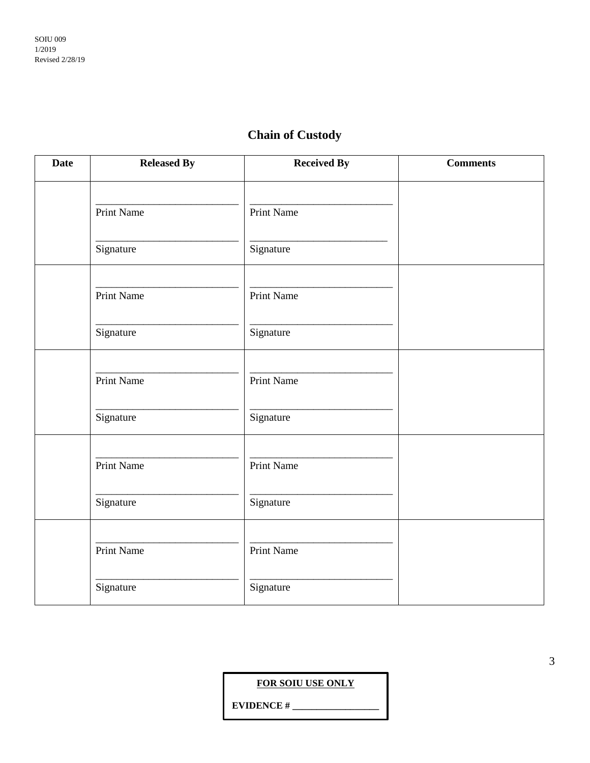SOIU 009
1/2019
Revised 2/28/19

## Chain of Custody

| Date | Released By | Received By | Comments |
|---|---|---|---|
| | ___________________________ Print Name ___________________________ Signature | ___________________________ Print Name ___________________________ Signature | |
| | ___________________________ Print Name ___________________________ Signature | ___________________________ Print Name ___________________________ Signature | |
| | ___________________________ Print Name ___________________________ Signature | ___________________________ Print Name ___________________________ Signature | |
| | ___________________________ Print Name ___________________________ Signature | ___________________________ Print Name ___________________________ Signature | |
| | ___________________________ Print Name ___________________________ Signature | ___________________________ Print Name ___________________________ Signature | |

**FOR SOIU USE ONLY**

**EVIDENCE # ___________________**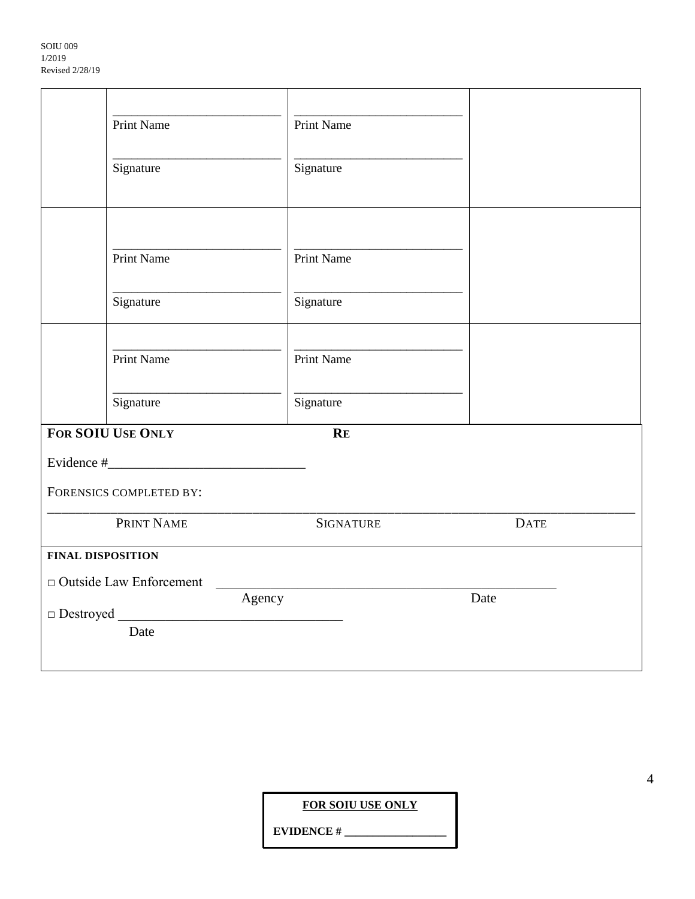SOIU 009
1/2019
Revised 2/28/19

| | | | |
|---|---|---|---|
| | ___________________________ Print Name ___________________________ Signature | ___________________________ Print Name ___________________________ Signature | |
| | ___________________________ Print Name ___________________________ Signature | ___________________________ Print Name ___________________________ Signature | |
| | ___________________________ Print Name ___________________________ Signature | ___________________________ Print Name ___________________________ Signature | |

**FOR SOIU USE ONLY** **RE**

Evidence #____________________________

FORENSICS COMPLETED BY:

_____________________________________________________________________________________

PRINT NAME SIGNATURE DATE

**FINAL DISPOSITION**

□ Outside Law Enforcement ________________________________________________
Agency Date

□ Destroyed _________________________________
Date

**FOR SOIU USE ONLY**

**EVIDENCE # _________________**